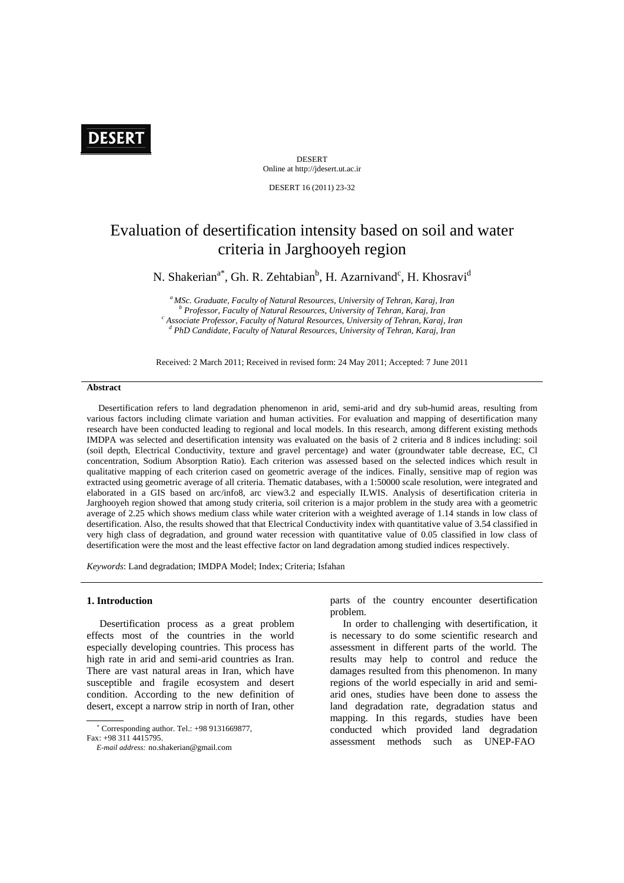DESERT
Online at http://jdesert.ut.ac.ir

DESERT 16 (2011) 23-32

# Evaluation of desertification intensity based on soil and water criteria in Jarghooyeh region

N. Shakerian[a*], Gh. R. Zehtabian[b], H. Azarnivand[c], H. Khosravi[d]

[a] *MSc. Graduate, Faculty of Natural Resources, University of Tehran, Karaj, Iran*
[b] *Professor, Faculty of Natural Resources, University of Tehran, Karaj, Iran*
[c] *Associate Professor, Faculty of Natural Resources, University of Tehran, Karaj, Iran*
[d] *PhD Candidate, Faculty of Natural Resources, University of Tehran, Karaj, Iran*

Received: 2 March 2011; Received in revised form: 24 May 2011; Accepted: 7 June 2011

**Abstract**

Desertification refers to land degradation phenomenon in arid, semi-arid and dry sub-humid areas, resulting from various factors including climate variation and human activities. For evaluation and mapping of desertification many research have been conducted leading to regional and local models. In this research, among different existing methods IMDPA was selected and desertification intensity was evaluated on the basis of 2 criteria and 8 indices including: soil (soil depth, Electrical Conductivity, texture and gravel percentage) and water (groundwater table decrease, EC, Cl concentration, Sodium Absorption Ratio). Each criterion was assessed based on the selected indices which result in qualitative mapping of each criterion cased on geometric average of the indices. Finally, sensitive map of region was extracted using geometric average of all criteria. Thematic databases, with a 1:50000 scale resolution, were integrated and elaborated in a GIS based on arc/info8, arc view3.2 and especially ILWIS. Analysis of desertification criteria in Jarghooyeh region showed that among study criteria, soil criterion is a major problem in the study area with a geometric average of 2.25 which shows medium class while water criterion with a weighted average of 1.14 stands in low class of desertification. Also, the results showed that that Electrical Conductivity index with quantitative value of 3.54 classified in very high class of degradation, and ground water recession with quantitative value of 0.05 classified in low class of desertification were the most and the least effective factor on land degradation among studied indices respectively.

*Keywords*: Land degradation; IMDPA Model; Index; Criteria; Isfahan

## 1. Introduction

Desertification process as a great problem effects most of the countries in the world especially developing countries. This process has high rate in arid and semi-arid countries as Iran. There are vast natural areas in Iran, which have susceptible and fragile ecosystem and desert condition. According to the new definition of desert, except a narrow strip in north of Iran, other parts of the country encounter desertification problem.

In order to challenging with desertification, it is necessary to do some scientific research and assessment in different parts of the world. The results may help to control and reduce the damages resulted from this phenomenon. In many regions of the world especially in arid and semi-arid ones, studies have been done to assess the land degradation rate, degradation status and mapping. In this regards, studies have been conducted which provided land degradation assessment methods such as UNEP-FAO

* Corresponding author. Tel.: +98 9131669877,
Fax: +98 311 4415795.
*E-mail address:* no.shakerian@gmail.com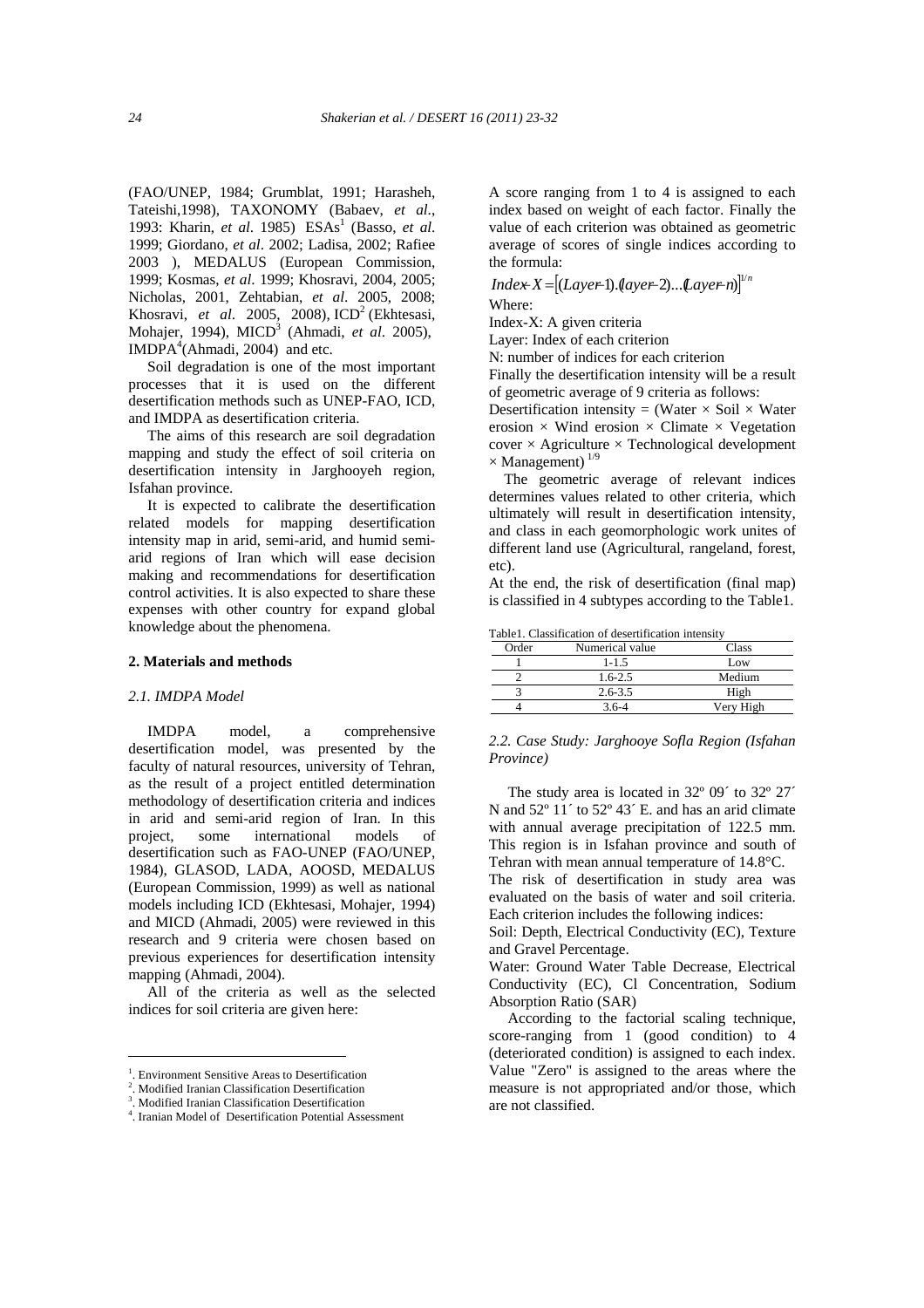(FAO/UNEP, 1984; Grumblat, 1991; Harasheh, Tateishi,1998), TAXONOMY (Babaev, *et al*., 1993: Kharin, *et al*. 1985) ESAs[1] (Basso, *et al*. 1999; Giordano, *et al*. 2002; Ladisa, 2002; Rafiee 2003 ), MEDALUS (European Commission, 1999; Kosmas, *et al*. 1999; Khosravi, 2004, 2005; Nicholas, 2001, Zehtabian, *et al*. 2005, 2008; Khosravi, *et al*. 2005, 2008), ICD[2] (Ekhtesasi, Mohajer, 1994), MICD[3] (Ahmadi, *et al*. 2005), IMDPA[4] (Ahmadi, 2004) and etc.

Soil degradation is one of the most important processes that it is used on the different desertification methods such as UNEP-FAO, ICD, and IMDPA as desertification criteria.

The aims of this research are soil degradation mapping and study the effect of soil criteria on desertification intensity in Jarghooyeh region, Isfahan province.

It is expected to calibrate the desertification related models for mapping desertification intensity map in arid, semi-arid, and humid semi-arid regions of Iran which will ease decision making and recommendations for desertification control activities. It is also expected to share these expenses with other country for expand global knowledge about the phenomena.

## 2. Materials and methods

### *2.1. IMDPA Model*

IMDPA model, a comprehensive desertification model, was presented by the faculty of natural resources, university of Tehran, as the result of a project entitled determination methodology of desertification criteria and indices in arid and semi-arid region of Iran. In this project, some international models of desertification such as FAO-UNEP (FAO/UNEP, 1984), GLASOD, LADA, AOOSD, MEDALUS (European Commission, 1999) as well as national models including ICD (Ekhtesasi, Mohajer, 1994) and MICD (Ahmadi, 2005) were reviewed in this research and 9 criteria were chosen based on previous experiences for desertification intensity mapping (Ahmadi, 2004).

All of the criteria as well as the selected indices for soil criteria are given here:

A score ranging from 1 to 4 is assigned to each index based on weight of each factor. Finally the value of each criterion was obtained as geometric average of scores of single indices according to the formula:

$$Index\text{-}X = [(Layer\text{-}1).(layer\text{-}2)...(Layer\text{-}n)]^{1/n}$$

Where:

Index-X: A given criteria

Layer: Index of each criterion

N: number of indices for each criterion

Finally the desertification intensity will be a result of geometric average of 9 criteria as follows:

Desertification intensity = (Water × Soil × Water erosion × Wind erosion × Climate × Vegetation cover × Agriculture × Technological development × Management) $^{1/9}$

The geometric average of relevant indices determines values related to other criteria, which ultimately will result in desertification intensity, and class in each geomorphologic work unites of different land use (Agricultural, rangeland, forest, etc).

At the end, the risk of desertification (final map) is classified in 4 subtypes according to the Table1.

Table1. Classification of desertification intensity

| Order | Numerical value | Class |
|---|---|---|
| 1 | 1-1.5 | Low |
| 2 | 1.6-2.5 | Medium |
| 3 | 2.6-3.5 | High |
| 4 | 3.6-4 | Very High |

### *2.2. Case Study: Jarghooye Sofla Region (Isfahan Province)*

The study area is located in 32º 09´ to 32º 27´ N and 52º 11´ to 52º 43´ E. and has an arid climate with annual average precipitation of 122.5 mm. This region is in Isfahan province and south of Tehran with mean annual temperature of 14.8°C.

The risk of desertification in study area was evaluated on the basis of water and soil criteria. Each criterion includes the following indices:

Soil: Depth, Electrical Conductivity (EC), Texture and Gravel Percentage.

Water: Ground Water Table Decrease, Electrical Conductivity (EC), Cl Concentration, Sodium Absorption Ratio (SAR)

According to the factorial scaling technique, score-ranging from 1 (good condition) to 4 (deteriorated condition) is assigned to each index. Value "Zero" is assigned to the areas where the measure is not appropriated and/or those, which are not classified.

---

[1]. Environment Sensitive Areas to Desertification

[2]. Modified Iranian Classification Desertification

[3]. Modified Iranian Classification Desertification

[4]. Iranian Model of Desertification Potential Assessment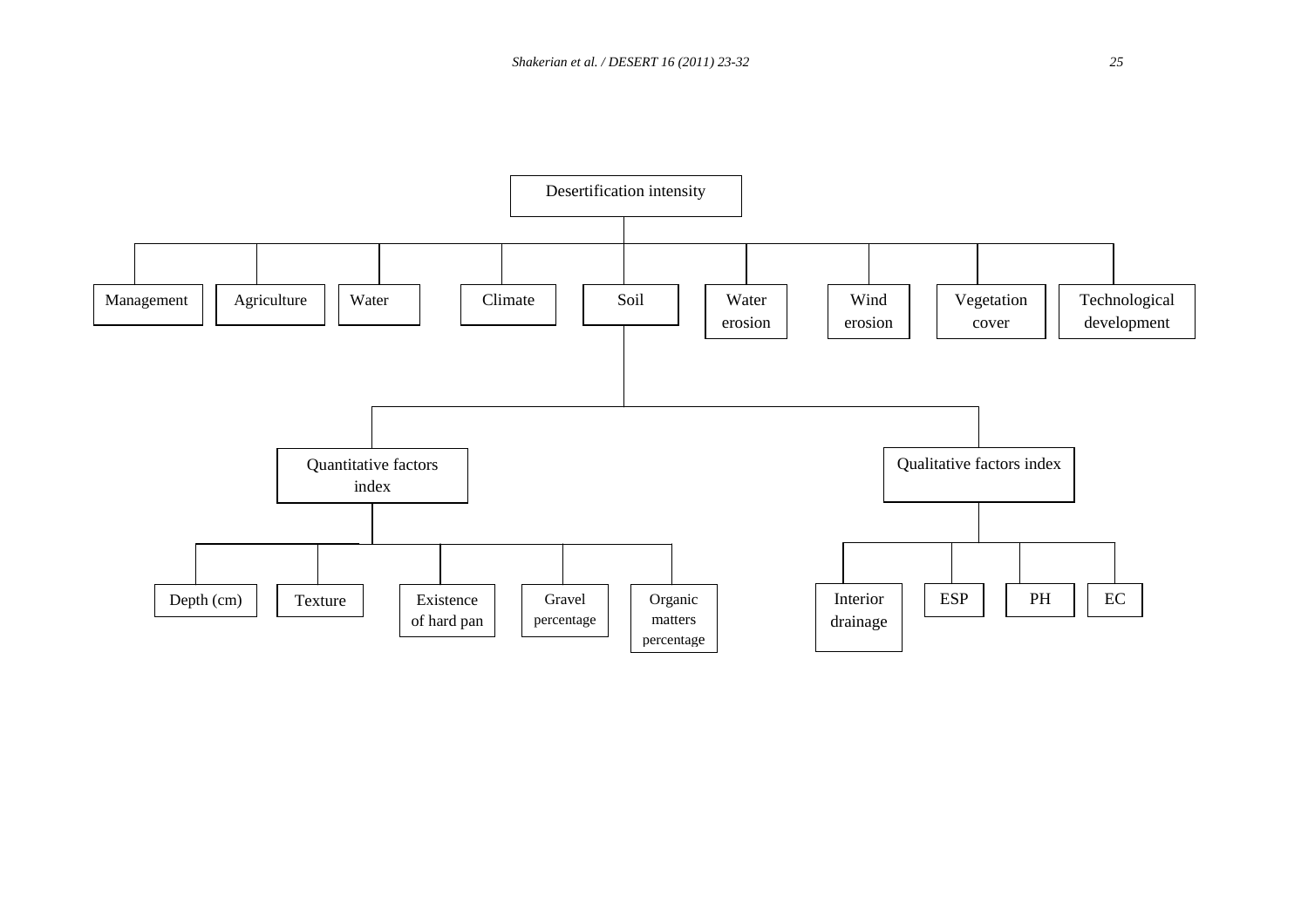- Desertification intensity
  - Management
  - Agriculture
  - Water
  - Climate
  - Soil
    - Quantitative factors index
      - Depth (cm)
      - Texture
      - Existence of hard pan
      - Gravel percentage
      - Organic matters percentage
    - Qualitative factors index
      - Interior drainage
      - ESP
      - PH
      - EC
  - Water erosion
  - Wind erosion
  - Vegetation cover
  - Technological development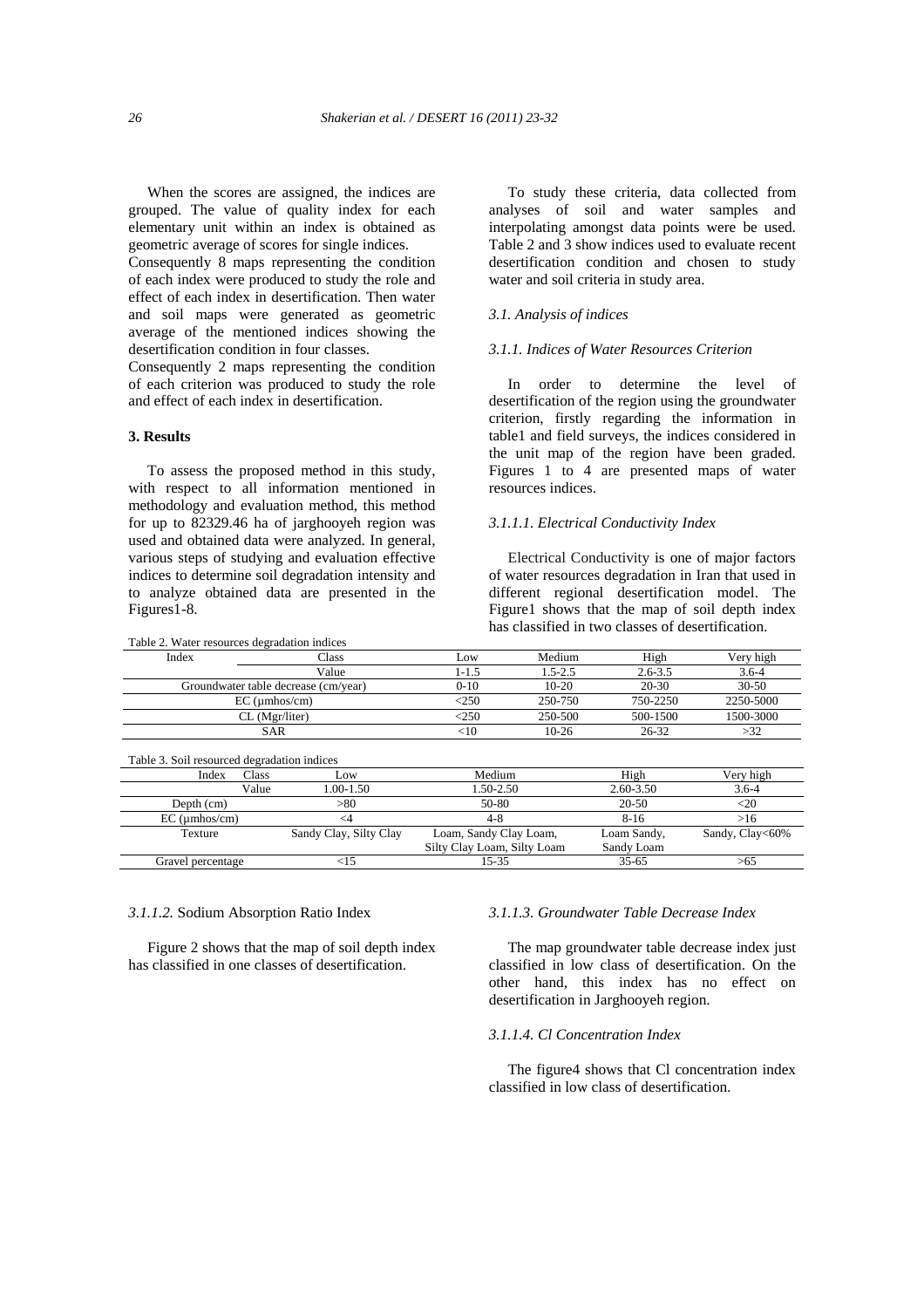When the scores are assigned, the indices are grouped. The value of quality index for each elementary unit within an index is obtained as geometric average of scores for single indices.
Consequently 8 maps representing the condition of each index were produced to study the role and effect of each index in desertification. Then water and soil maps were generated as geometric average of the mentioned indices showing the desertification condition in four classes.
Consequently 2 maps representing the condition of each criterion was produced to study the role and effect of each index in desertification.

### 3. Results

To assess the proposed method in this study, with respect to all information mentioned in methodology and evaluation method, this method for up to 82329.46 ha of jarghooyeh region was used and obtained data were analyzed. In general, various steps of studying and evaluation effective indices to determine soil degradation intensity and to analyze obtained data are presented in the Figures1-8.

To study these criteria, data collected from analyses of soil and water samples and interpolating amongst data points were be used. Table 2 and 3 show indices used to evaluate recent desertification condition and chosen to study water and soil criteria in study area.

#### *3.1. Analysis of indices*

#### *3.1.1. Indices of Water Resources Criterion*

In order to determine the level of desertification of the region using the groundwater criterion, firstly regarding the information in table1 and field surveys, the indices considered in the unit map of the region have been graded. Figures 1 to 4 are presented maps of water resources indices.

#### *3.1.1.1. Electrical Conductivity Index*

Electrical Conductivity is one of major factors of water resources degradation in Iran that used in different regional desertification model. The Figure1 shows that the map of soil depth index has classified in two classes of desertification.

Table 2. Water resources degradation indices

| Index | Class | Low | Medium | High | Very high |
|---|---|---|---|---|---|
| | Value | 1-1.5 | 1.5-2.5 | 2.6-3.5 | 3.6-4 |
| Groundwater table decrease (cm/year) | | 0-10 | 10-20 | 20-30 | 30-50 |
| EC (μmhos/cm) | | <250 | 250-750 | 750-2250 | 2250-5000 |
| CL (Mgr/liter) | | <250 | 250-500 | 500-1500 | 1500-3000 |
| SAR | | <10 | 10-26 | 26-32 | >32 |

Table 3. Soil resourced degradation indices

| Index | Class | Low | Medium | High | Very high |
|---|---|---|---|---|---|
| | Value | 1.00-1.50 | 1.50-2.50 | 2.60-3.50 | 3.6-4 |
| Depth (cm) | | >80 | 50-80 | 20-50 | <20 |
| EC (μmhos/cm) | | <4 | 4-8 | 8-16 | >16 |
| Texture | | Sandy Clay, Silty Clay | Loam, Sandy Clay Loam, Silty Clay Loam, Silty Loam | Loam Sandy, Sandy Loam | Sandy, Clay<60% |
| Gravel percentage | | <15 | 15-35 | 35-65 | >65 |

#### *3.1.1.2.* Sodium Absorption Ratio Index

Figure 2 shows that the map of soil depth index has classified in one classes of desertification.

#### *3.1.1.3. Groundwater Table Decrease Index*

The map groundwater table decrease index just classified in low class of desertification. On the other hand, this index has no effect on desertification in Jarghooyeh region.

#### *3.1.1.4. Cl Concentration Index*

The figure4 shows that Cl concentration index classified in low class of desertification.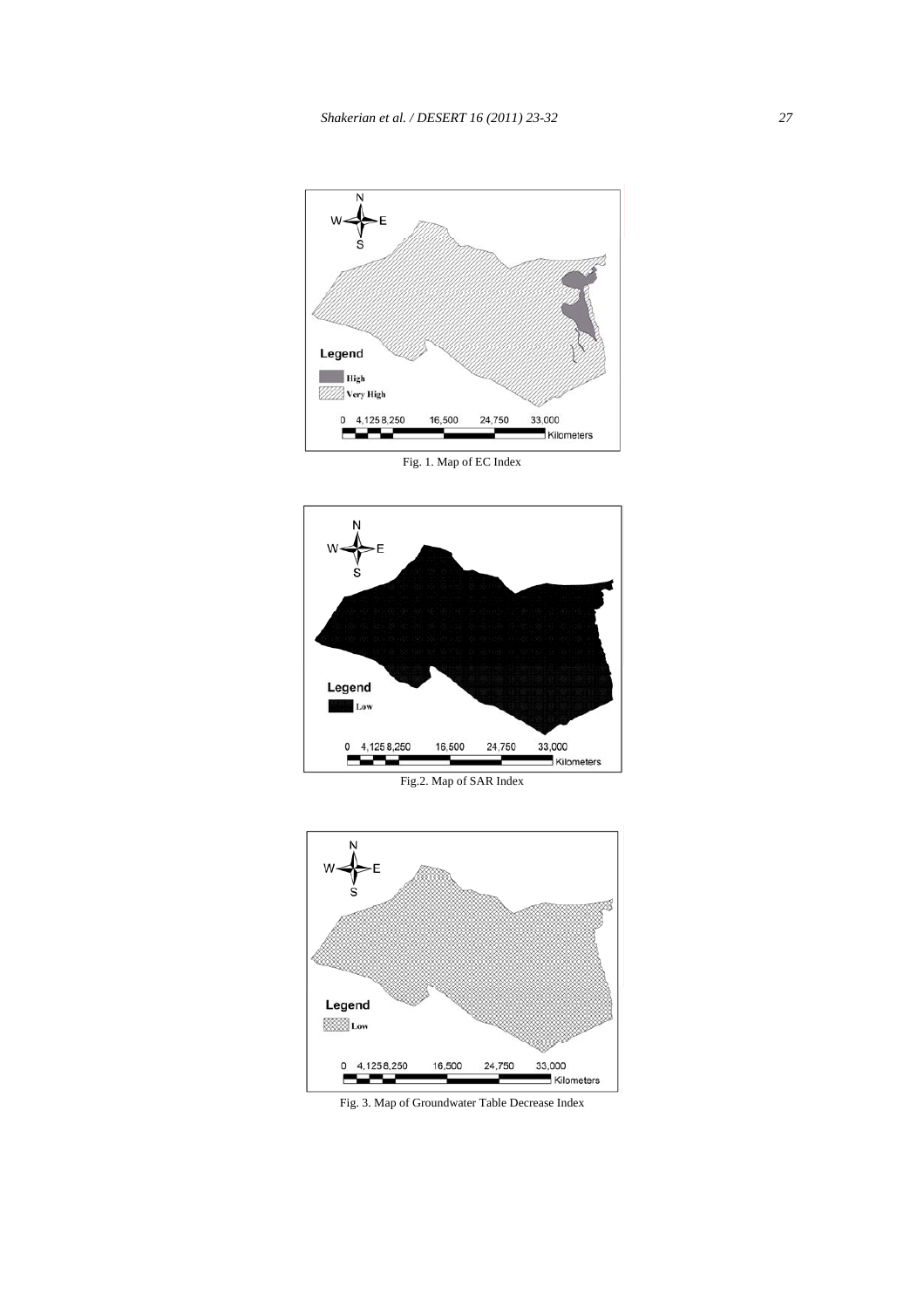Fig. 1. Map of EC Index

Fig.2. Map of SAR Index

Fig. 3. Map of Groundwater Table Decrease Index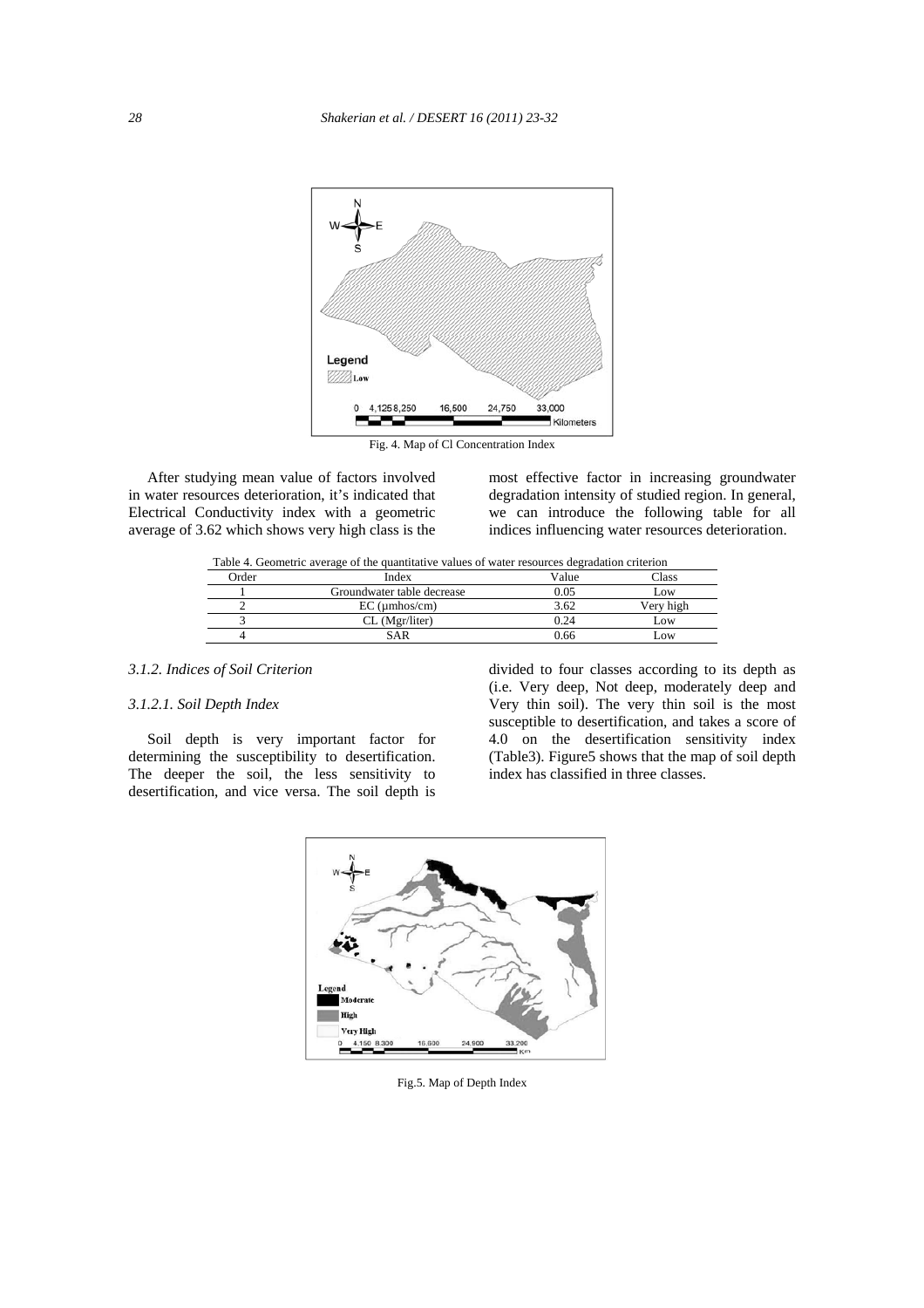Fig. 4. Map of Cl Concentration Index

After studying mean value of factors involved in water resources deterioration, it's indicated that Electrical Conductivity index with a geometric average of 3.62 which shows very high class is the most effective factor in increasing groundwater degradation intensity of studied region. In general, we can introduce the following table for all indices influencing water resources deterioration.

Table 4. Geometric average of the quantitative values of water resources degradation criterion

| Order | Index | Value | Class |
|---|---|---|---|
| 1 | Groundwater table decrease | 0.05 | Low |
| 2 | EC (μmhos/cm) | 3.62 | Very high |
| 3 | CL (Mgr/liter) | 0.24 | Low |
| 4 | SAR | 0.66 | Low |

### *3.1.2. Indices of Soil Criterion*

#### *3.1.2.1. Soil Depth Index*

Soil depth is very important factor for determining the susceptibility to desertification. The deeper the soil, the less sensitivity to desertification, and vice versa. The soil depth is divided to four classes according to its depth as (i.e. Very deep, Not deep, moderately deep and Very thin soil). The very thin soil is the most susceptible to desertification, and takes a score of 4.0 on the desertification sensitivity index (Table3). Figure5 shows that the map of soil depth index has classified in three classes.

Fig.5. Map of Depth Index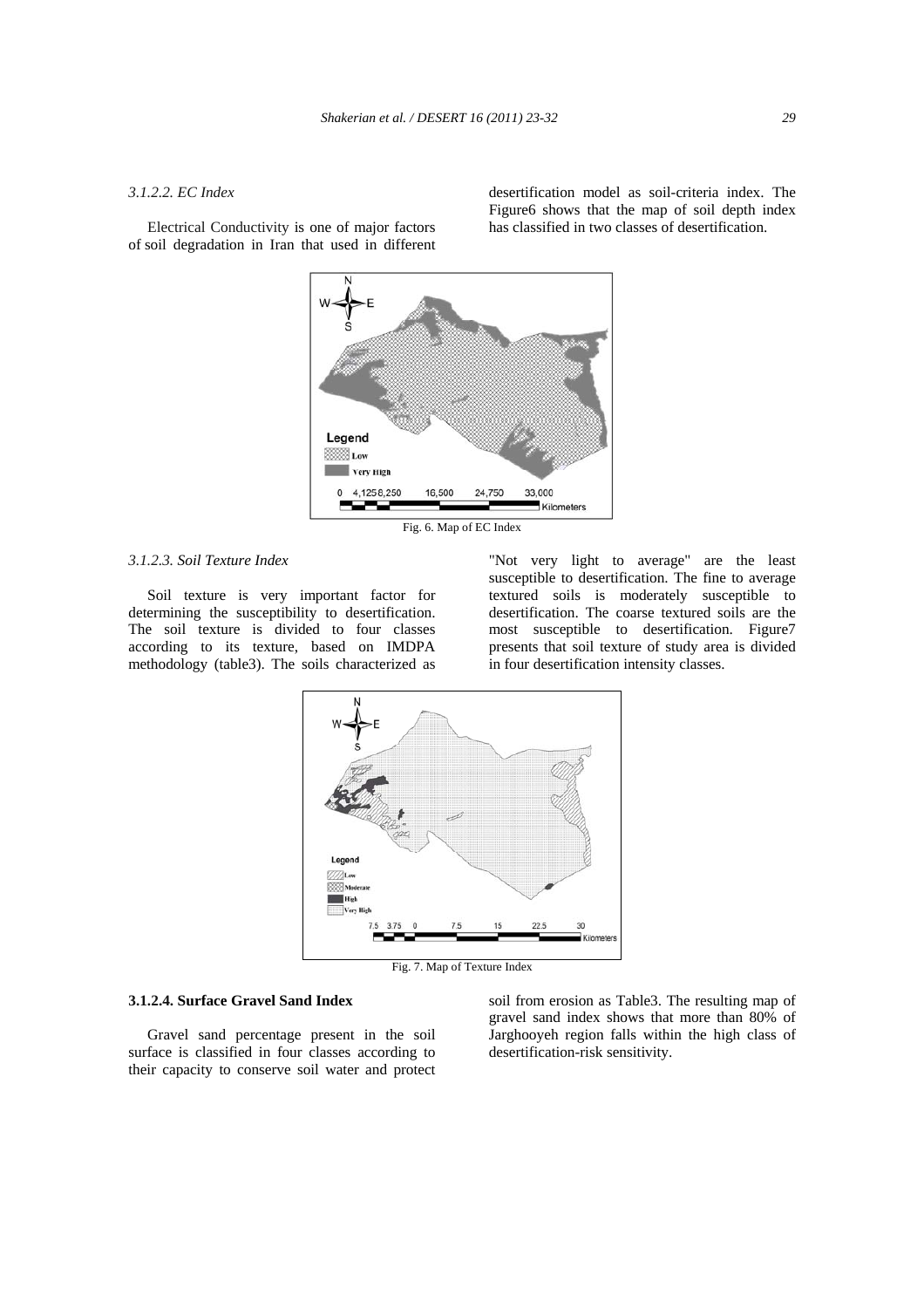#### 3.1.2.2. EC Index

Electrical Conductivity is one of major factors of soil degradation in Iran that used in different desertification model as soil-criteria index. The Figure6 shows that the map of soil depth index has classified in two classes of desertification.

Fig. 6. Map of EC Index

#### 3.1.2.3. Soil Texture Index

Soil texture is very important factor for determining the susceptibility to desertification. The soil texture is divided to four classes according to its texture, based on IMDPA methodology (table3). The soils characterized as "Not very light to average" are the least susceptible to desertification. The fine to average textured soils is moderately susceptible to desertification. The coarse textured soils are the most susceptible to desertification. Figure7 presents that soil texture of study area is divided in four desertification intensity classes.

Fig. 7. Map of Texture Index

#### 3.1.2.4. Surface Gravel Sand Index

Gravel sand percentage present in the soil surface is classified in four classes according to their capacity to conserve soil water and protect soil from erosion as Table3. The resulting map of gravel sand index shows that more than 80% of Jarghooyeh region falls within the high class of desertification-risk sensitivity.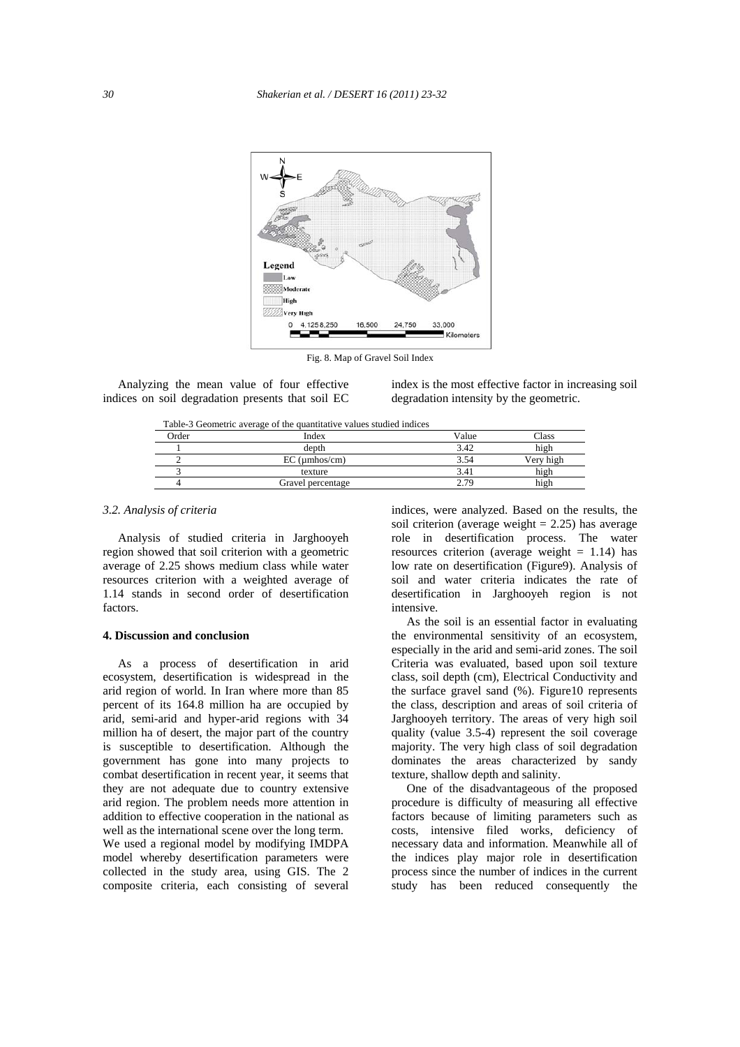Fig. 8. Map of Gravel Soil Index

Analyzing the mean value of four effective indices on soil degradation presents that soil EC index is the most effective factor in increasing soil degradation intensity by the geometric.

Table-3 Geometric average of the quantitative values studied indices

| Order | Index | Value | Class |
|---|---|---|---|
| 1 | depth | 3.42 | high |
| 2 | EC (μmhos/cm) | 3.54 | Very high |
| 3 | texture | 3.41 | high |
| 4 | Gravel percentage | 2.79 | high |

### *3.2. Analysis of criteria*

Analysis of studied criteria in Jarghooyeh region showed that soil criterion with a geometric average of 2.25 shows medium class while water resources criterion with a weighted average of 1.14 stands in second order of desertification factors.

## 4. Discussion and conclusion

As a process of desertification in arid ecosystem, desertification is widespread in the arid region of world. In Iran where more than 85 percent of its 164.8 million ha are occupied by arid, semi-arid and hyper-arid regions with 34 million ha of desert, the major part of the country is susceptible to desertification. Although the government has gone into many projects to combat desertification in recent year, it seems that they are not adequate due to country extensive arid region. The problem needs more attention in addition to effective cooperation in the national as well as the international scene over the long term.

We used a regional model by modifying IMDPA model whereby desertification parameters were collected in the study area, using GIS. The 2 composite criteria, each consisting of several indices, were analyzed. Based on the results, the soil criterion (average weight = 2.25) has average role in desertification process. The water resources criterion (average weight = 1.14) has low rate on desertification (Figure9). Analysis of soil and water criteria indicates the rate of desertification in Jarghooyeh region is not intensive.

As the soil is an essential factor in evaluating the environmental sensitivity of an ecosystem, especially in the arid and semi-arid zones. The soil Criteria was evaluated, based upon soil texture class, soil depth (cm), Electrical Conductivity and the surface gravel sand (%). Figure10 represents the class, description and areas of soil criteria of Jarghooyeh territory. The areas of very high soil quality (value 3.5-4) represent the soil coverage majority. The very high class of soil degradation dominates the areas characterized by sandy texture, shallow depth and salinity.

One of the disadvantageous of the proposed procedure is difficulty of measuring all effective factors because of limiting parameters such as costs, intensive filed works, deficiency of necessary data and information. Meanwhile all of the indices play major role in desertification process since the number of indices in the current study has been reduced consequently the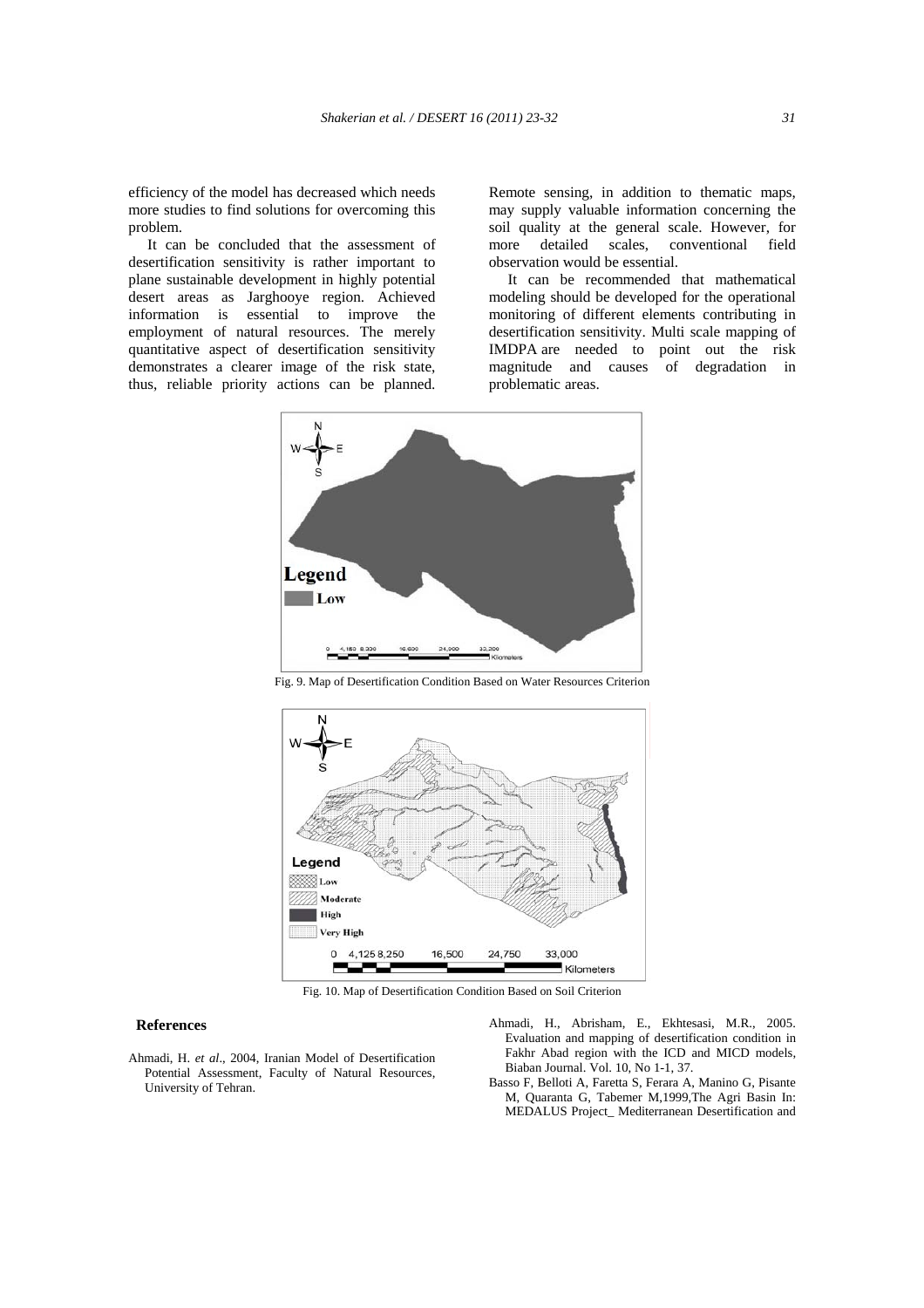efficiency of the model has decreased which needs more studies to find solutions for overcoming this problem.

It can be concluded that the assessment of desertification sensitivity is rather important to plane sustainable development in highly potential desert areas as Jarghooye region. Achieved information is essential to improve the employment of natural resources. The merely quantitative aspect of desertification sensitivity demonstrates a clearer image of the risk state, thus, reliable priority actions can be planned. Remote sensing, in addition to thematic maps, may supply valuable information concerning the soil quality at the general scale. However, for more detailed scales, conventional field observation would be essential.

It can be recommended that mathematical modeling should be developed for the operational monitoring of different elements contributing in desertification sensitivity. Multi scale mapping of IMDPA are needed to point out the risk magnitude and causes of degradation in problematic areas.

Fig. 9. Map of Desertification Condition Based on Water Resources Criterion

Fig. 10. Map of Desertification Condition Based on Soil Criterion

## References

Ahmadi, H. *et al*., 2004, Iranian Model of Desertification Potential Assessment, Faculty of Natural Resources, University of Tehran.

Ahmadi, H., Abrisham, E., Ekhtesasi, M.R., 2005. Evaluation and mapping of desertification condition in Fakhr Abad region with the ICD and MICD models, Biaban Journal. Vol. 10, No 1-1, 37.

Basso F, Belloti A, Faretta S, Ferara A, Manino G, Pisante M, Quaranta G, Tabemer M,1999,The Agri Basin In: MEDALUS Project_ Mediterranean Desertification and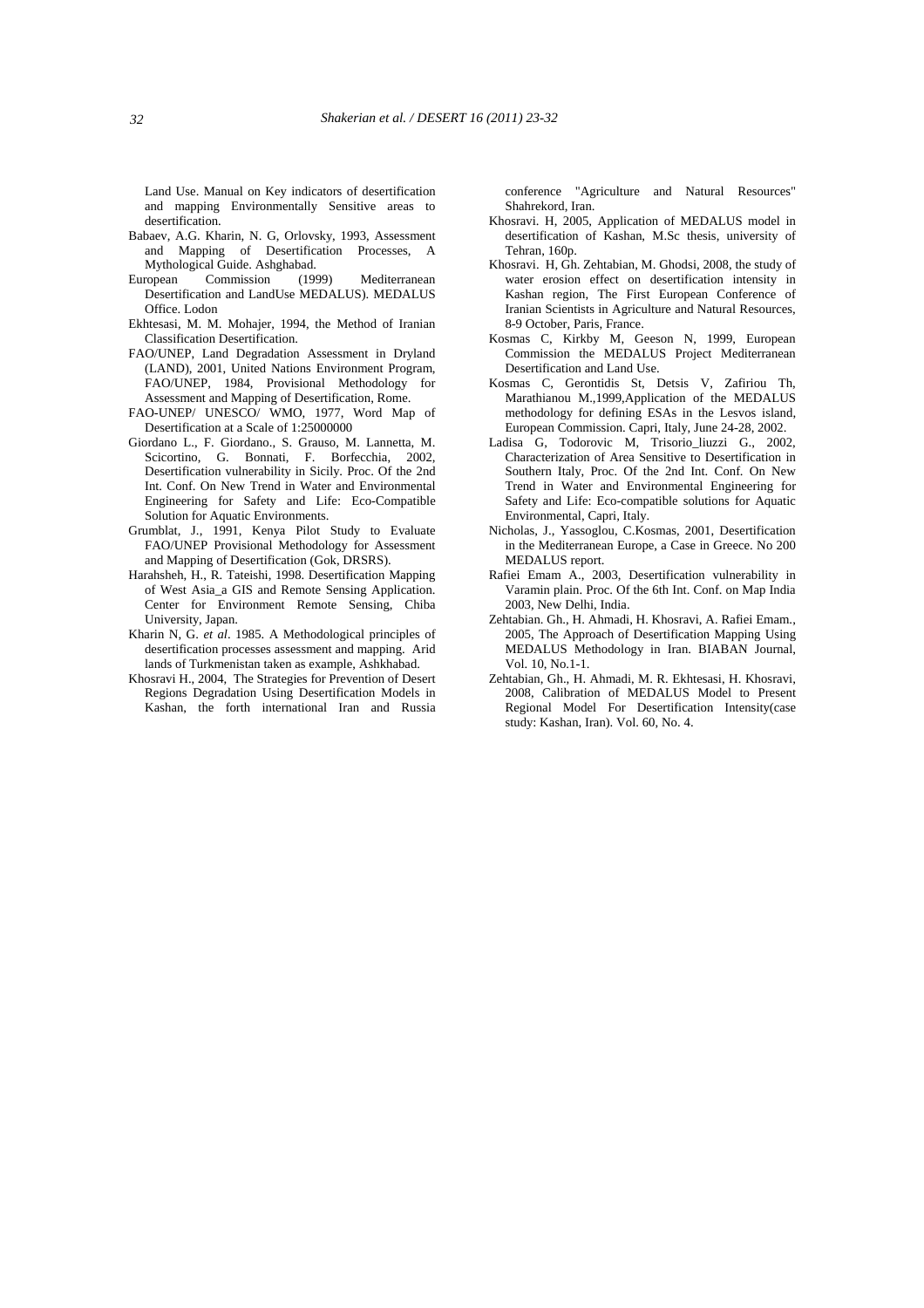Land Use. Manual on Key indicators of desertification and mapping Environmentally Sensitive areas to desertification.

Babaev, A.G. Kharin, N. G, Orlovsky, 1993, Assessment and Mapping of Desertification Processes, A Mythological Guide. Ashghabad.

European Commission (1999) Mediterranean Desertification and LandUse MEDALUS). MEDALUS Office. Lodon

Ekhtesasi, M. M. Mohajer, 1994, the Method of Iranian Classification Desertification.

FAO/UNEP, Land Degradation Assessment in Dryland (LAND), 2001, United Nations Environment Program, FAO/UNEP, 1984, Provisional Methodology for Assessment and Mapping of Desertification, Rome.

FAO-UNEP/ UNESCO/ WMO, 1977, Word Map of Desertification at a Scale of 1:25000000

Giordano L., F. Giordano., S. Grauso, M. Lannetta, M. Scicortino, G. Bonnati, F. Borfecchia, 2002, Desertification vulnerability in Sicily. Proc. Of the 2nd Int. Conf. On New Trend in Water and Environmental Engineering for Safety and Life: Eco-Compatible Solution for Aquatic Environments.

Grumblat, J., 1991, Kenya Pilot Study to Evaluate FAO/UNEP Provisional Methodology for Assessment and Mapping of Desertification (Gok, DRSRS).

Harahsheh, H., R. Tateishi, 1998. Desertification Mapping of West Asia_a GIS and Remote Sensing Application. Center for Environment Remote Sensing, Chiba University, Japan.

Kharin N, G. *et al*. 1985. A Methodological principles of desertification processes assessment and mapping. Arid lands of Turkmenistan taken as example, Ashkhabad.

Khosravi H., 2004, The Strategies for Prevention of Desert Regions Degradation Using Desertification Models in Kashan, the forth international Iran and Russia conference "Agriculture and Natural Resources" Shahrekord, Iran.

Khosravi. H, 2005, Application of MEDALUS model in desertification of Kashan, M.Sc thesis, university of Tehran, 160p.

Khosravi. H, Gh. Zehtabian, M. Ghodsi, 2008, the study of water erosion effect on desertification intensity in Kashan region, The First European Conference of Iranian Scientists in Agriculture and Natural Resources, 8-9 October, Paris, France.

Kosmas C, Kirkby M, Geeson N, 1999, European Commission the MEDALUS Project Mediterranean Desertification and Land Use.

Kosmas C, Gerontidis St, Detsis V, Zafiriou Th, Marathianou M.,1999,Application of the MEDALUS methodology for defining ESAs in the Lesvos island, European Commission. Capri, Italy, June 24-28, 2002.

Ladisa G, Todorovic M, Trisorio_liuzzi G., 2002, Characterization of Area Sensitive to Desertification in Southern Italy, Proc. Of the 2nd Int. Conf. On New Trend in Water and Environmental Engineering for Safety and Life: Eco-compatible solutions for Aquatic Environmental, Capri, Italy.

Nicholas, J., Yassoglou, C.Kosmas, 2001, Desertification in the Mediterranean Europe, a Case in Greece. No 200 MEDALUS report.

Rafiei Emam A., 2003, Desertification vulnerability in Varamin plain. Proc. Of the 6th Int. Conf. on Map India 2003, New Delhi, India.

Zehtabian. Gh., H. Ahmadi, H. Khosravi, A. Rafiei Emam., 2005, The Approach of Desertification Mapping Using MEDALUS Methodology in Iran. BIABAN Journal, Vol. 10, No.1-1.

Zehtabian, Gh., H. Ahmadi, M. R. Ekhtesasi, H. Khosravi, 2008, Calibration of MEDALUS Model to Present Regional Model For Desertification Intensity(case study: Kashan, Iran). Vol. 60, No. 4.